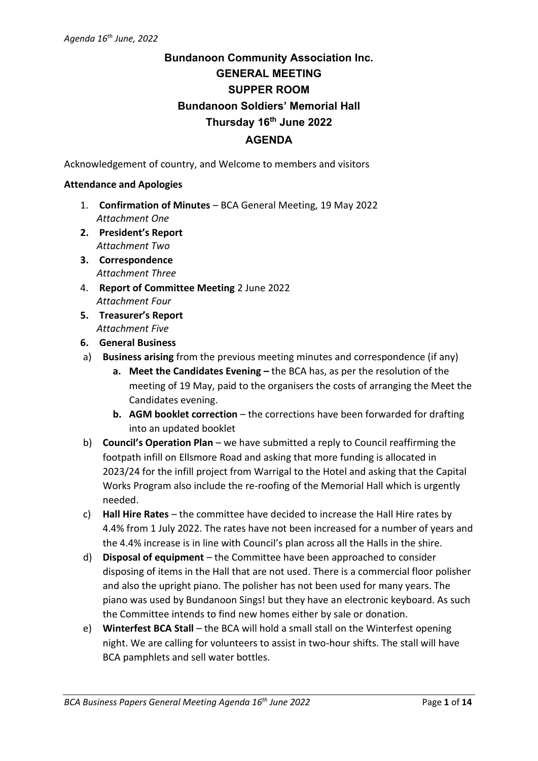# Bundanoon Community Association Inc.
## GENERAL MEETING
## SUPPER ROOM
## Bundanoon Soldiers' Memorial Hall
## Thursday 16th June 2022
## AGENDA

Acknowledgement of country, and Welcome to members and visitors

**Attendance and Apologies**

1. **Confirmation of Minutes** – BCA General Meeting, 19 May 2022
   *Attachment One*
2. **President's Report**
   *Attachment Two*
3. **Correspondence**
   *Attachment Three*
4. **Report of Committee Meeting** 2 June 2022
   *Attachment Four*
5. **Treasurer's Report**
   *Attachment Five*
6. **General Business**

a) **Business arising** from the previous meeting minutes and correspondence (if any)
   - **a. Meet the Candidates Evening –** the BCA has, as per the resolution of the meeting of 19 May, paid to the organisers the costs of arranging the Meet the Candidates evening.
   - **b. AGM booklet correction** – the corrections have been forwarded for drafting into an updated booklet

b) **Council's Operation Plan** – we have submitted a reply to Council reaffirming the footpath infill on Ellsmore Road and asking that more funding is allocated in 2023/24 for the infill project from Warrigal to the Hotel and asking that the Capital Works Program also include the re-roofing of the Memorial Hall which is urgently needed.

c) **Hall Hire Rates** – the committee have decided to increase the Hall Hire rates by 4.4% from 1 July 2022. The rates have not been increased for a number of years and the 4.4% increase is in line with Council's plan across all the Halls in the shire.

d) **Disposal of equipment** – the Committee have been approached to consider disposing of items in the Hall that are not used. There is a commercial floor polisher and also the upright piano. The polisher has not been used for many years. The piano was used by Bundanoon Sings! but they have an electronic keyboard. As such the Committee intends to find new homes either by sale or donation.

e) **Winterfest BCA Stall** – the BCA will hold a small stall on the Winterfest opening night. We are calling for volunteers to assist in two-hour shifts. The stall will have BCA pamphlets and sell water bottles.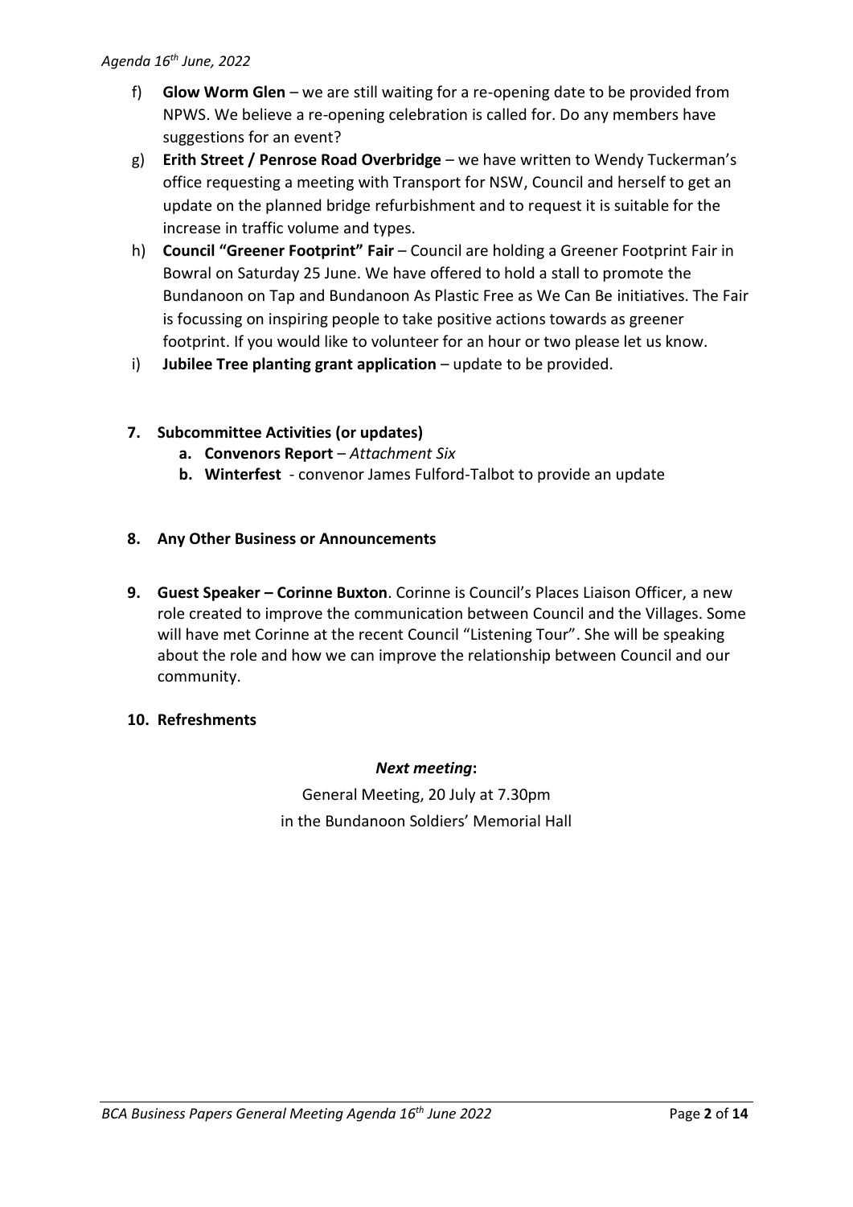f) **Glow Worm Glen** – we are still waiting for a re-opening date to be provided from NPWS. We believe a re-opening celebration is called for. Do any members have suggestions for an event?

g) **Erith Street / Penrose Road Overbridge** – we have written to Wendy Tuckerman's office requesting a meeting with Transport for NSW, Council and herself to get an update on the planned bridge refurbishment and to request it is suitable for the increase in traffic volume and types.

h) **Council "Greener Footprint" Fair** – Council are holding a Greener Footprint Fair in Bowral on Saturday 25 June. We have offered to hold a stall to promote the Bundanoon on Tap and Bundanoon As Plastic Free as We Can Be initiatives. The Fair is focussing on inspiring people to take positive actions towards as greener footprint. If you would like to volunteer for an hour or two please let us know.

i) **Jubilee Tree planting grant application** – update to be provided.

**7. Subcommittee Activities (or updates)**

- **a. Convenors Report** – *Attachment Six*
- **b. Winterfest** - convenor James Fulford-Talbot to provide an update

**8. Any Other Business or Announcements**

**9. Guest Speaker – Corinne Buxton**. Corinne is Council's Places Liaison Officer, a new role created to improve the communication between Council and the Villages. Some will have met Corinne at the recent Council "Listening Tour". She will be speaking about the role and how we can improve the relationship between Council and our community.

**10. Refreshments**

***Next meeting*:**

General Meeting, 20 July at 7.30pm
in the Bundanoon Soldiers' Memorial Hall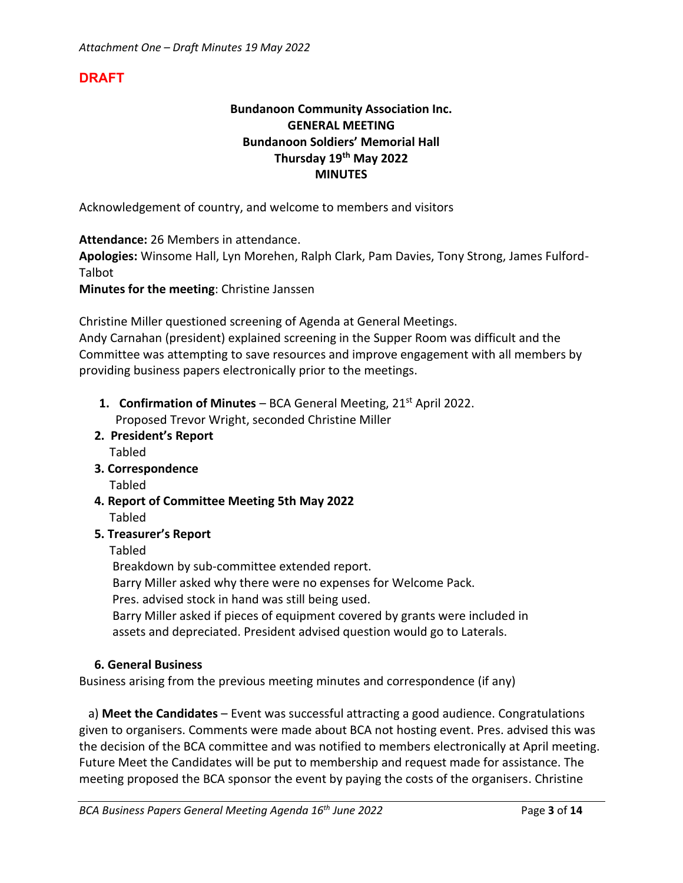*Attachment One – Draft Minutes 19 May 2022*

**DRAFT**

**Bundanoon Community Association Inc.**
**GENERAL MEETING**
**Bundanoon Soldiers' Memorial Hall**
**Thursday 19th May 2022**
**MINUTES**

Acknowledgement of country, and welcome to members and visitors

**Attendance:** 26 Members in attendance.
**Apologies:** Winsome Hall, Lyn Morehen, Ralph Clark, Pam Davies, Tony Strong, James Fulford-Talbot
**Minutes for the meeting**: Christine Janssen

Christine Miller questioned screening of Agenda at General Meetings.
Andy Carnahan (president) explained screening in the Supper Room was difficult and the Committee was attempting to save resources and improve engagement with all members by providing business papers electronically prior to the meetings.

1. **Confirmation of Minutes** – BCA General Meeting, 21st April 2022.
   Proposed Trevor Wright, seconded Christine Miller
2. **President's Report**
   Tabled
3. **Correspondence**
   Tabled
4. **Report of Committee Meeting 5th May 2022**
   Tabled
5. **Treasurer's Report**
   Tabled
   Breakdown by sub-committee extended report.
   Barry Miller asked why there were no expenses for Welcome Pack.
   Pres. advised stock in hand was still being used.
   Barry Miller asked if pieces of equipment covered by grants were included in assets and depreciated. President advised question would go to Laterals.

**6. General Business**

Business arising from the previous meeting minutes and correspondence (if any)

a) **Meet the Candidates** – Event was successful attracting a good audience. Congratulations given to organisers. Comments were made about BCA not hosting event. Pres. advised this was the decision of the BCA committee and was notified to members electronically at April meeting. Future Meet the Candidates will be put to membership and request made for assistance. The meeting proposed the BCA sponsor the event by paying the costs of the organisers. Christine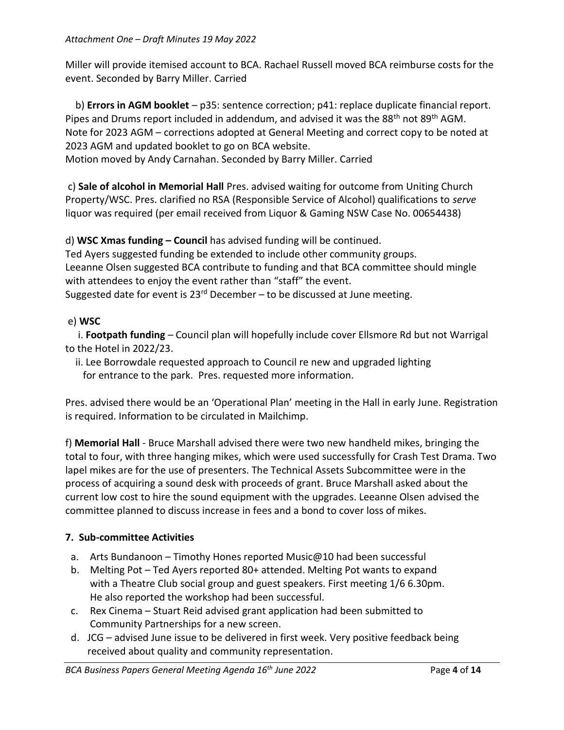Miller will provide itemised account to BCA. Rachael Russell moved BCA reimburse costs for the event. Seconded by Barry Miller. Carried

b) **Errors in AGM booklet** – p35: sentence correction; p41: replace duplicate financial report. Pipes and Drums report included in addendum, and advised it was the 88th not 89th AGM. Note for 2023 AGM – corrections adopted at General Meeting and correct copy to be noted at 2023 AGM and updated booklet to go on BCA website.
Motion moved by Andy Carnahan. Seconded by Barry Miller. Carried

c) **Sale of alcohol in Memorial Hall** Pres. advised waiting for outcome from Uniting Church Property/WSC. Pres. clarified no RSA (Responsible Service of Alcohol) qualifications to *serve* liquor was required (per email received from Liquor & Gaming NSW Case No. 00654438)

d) **WSC Xmas funding – Council** has advised funding will be continued.
Ted Ayers suggested funding be extended to include other community groups.
Leeanne Olsen suggested BCA contribute to funding and that BCA committee should mingle with attendees to enjoy the event rather than "staff" the event.
Suggested date for event is 23rd December – to be discussed at June meeting.

e) **WSC**

i. **Footpath funding** – Council plan will hopefully include cover Ellsmore Rd but not Warrigal to the Hotel in 2022/23.

ii. Lee Borrowdale requested approach to Council re new and upgraded lighting for entrance to the park. Pres. requested more information.

Pres. advised there would be an 'Operational Plan' meeting in the Hall in early June. Registration is required. Information to be circulated in Mailchimp.

f) **Memorial Hall** - Bruce Marshall advised there were two new handheld mikes, bringing the total to four, with three hanging mikes, which were used successfully for Crash Test Drama. Two lapel mikes are for the use of presenters. The Technical Assets Subcommittee were in the process of acquiring a sound desk with proceeds of grant. Bruce Marshall asked about the current low cost to hire the sound equipment with the upgrades. Leeanne Olsen advised the committee planned to discuss increase in fees and a bond to cover loss of mikes.

## 7. Sub-committee Activities

a. Arts Bundanoon – Timothy Hones reported Music@10 had been successful
b. Melting Pot – Ted Ayers reported 80+ attended. Melting Pot wants to expand with a Theatre Club social group and guest speakers. First meeting 1/6 6.30pm. He also reported the workshop had been successful.
c. Rex Cinema – Stuart Reid advised grant application had been submitted to Community Partnerships for a new screen.
d. JCG – advised June issue to be delivered in first week. Very positive feedback being received about quality and community representation.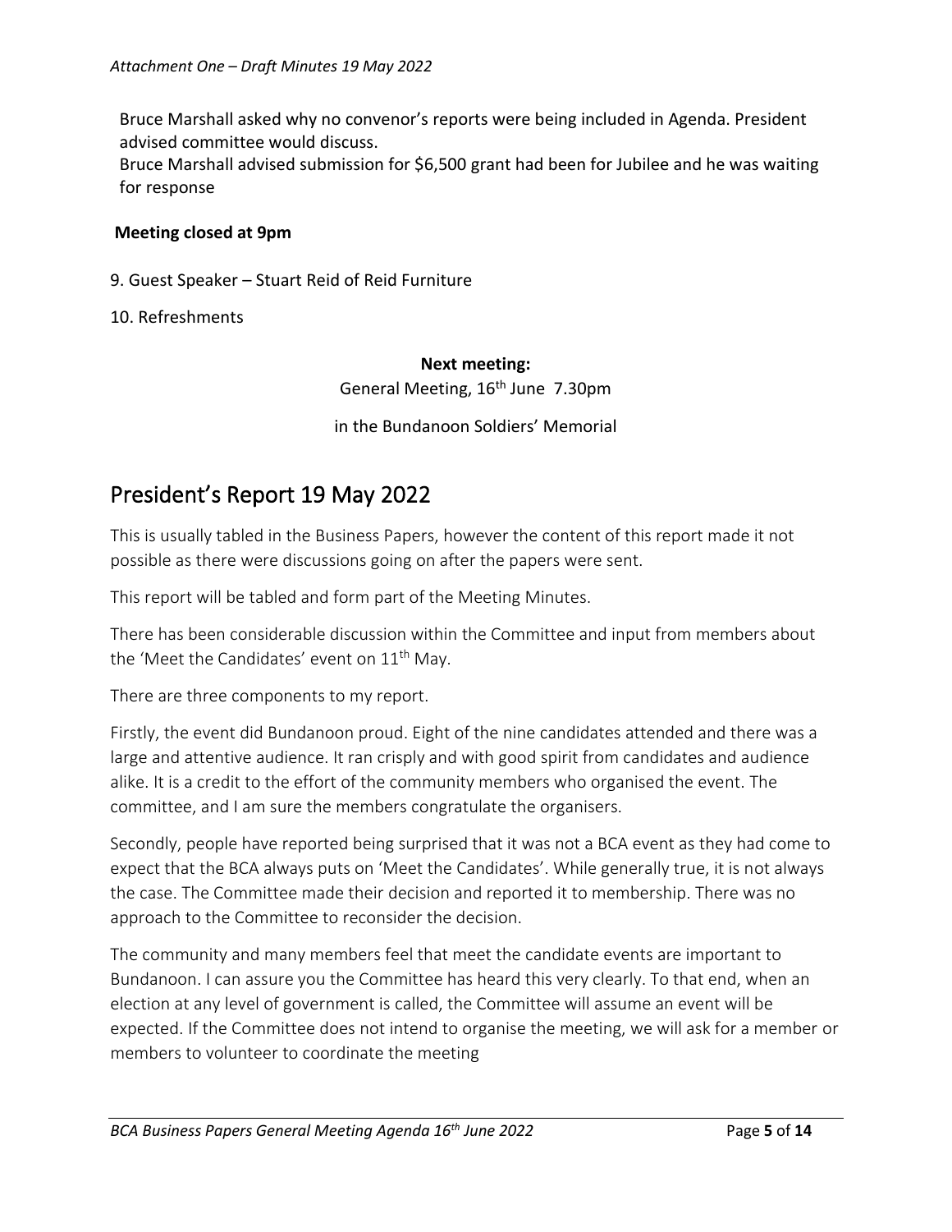Bruce Marshall asked why no convenor's reports were being included in Agenda. President advised committee would discuss.

Bruce Marshall advised submission for $6,500 grant had been for Jubilee and he was waiting for response

**Meeting closed at 9pm**

9. Guest Speaker – Stuart Reid of Reid Furniture

10. Refreshments

**Next meeting:**

General Meeting, 16th June 7.30pm

in the Bundanoon Soldiers' Memorial

# President's Report 19 May 2022

This is usually tabled in the Business Papers, however the content of this report made it not possible as there were discussions going on after the papers were sent.

This report will be tabled and form part of the Meeting Minutes.

There has been considerable discussion within the Committee and input from members about the 'Meet the Candidates' event on 11th May.

There are three components to my report.

Firstly, the event did Bundanoon proud. Eight of the nine candidates attended and there was a large and attentive audience. It ran crisply and with good spirit from candidates and audience alike. It is a credit to the effort of the community members who organised the event. The committee, and I am sure the members congratulate the organisers.

Secondly, people have reported being surprised that it was not a BCA event as they had come to expect that the BCA always puts on 'Meet the Candidates'. While generally true, it is not always the case. The Committee made their decision and reported it to membership. There was no approach to the Committee to reconsider the decision.

The community and many members feel that meet the candidate events are important to Bundanoon. I can assure you the Committee has heard this very clearly. To that end, when an election at any level of government is called, the Committee will assume an event will be expected. If the Committee does not intend to organise the meeting, we will ask for a member or members to volunteer to coordinate the meeting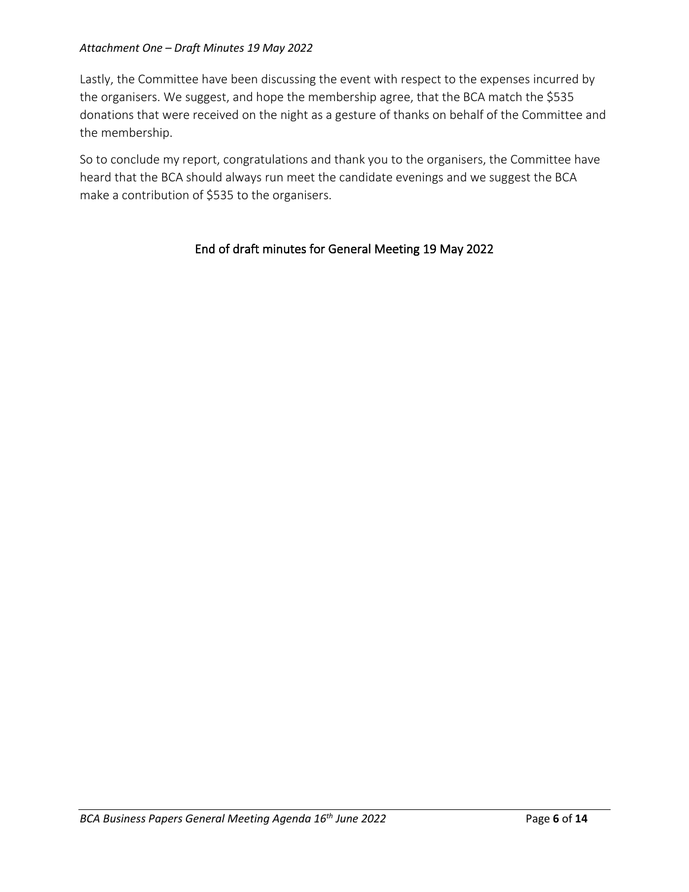Lastly, the Committee have been discussing the event with respect to the expenses incurred by the organisers. We suggest, and hope the membership agree, that the BCA match the $535 donations that were received on the night as a gesture of thanks on behalf of the Committee and the membership.

So to conclude my report, congratulations and thank you to the organisers, the Committee have heard that the BCA should always run meet the candidate evenings and we suggest the BCA make a contribution of $535 to the organisers.

End of draft minutes for General Meeting 19 May 2022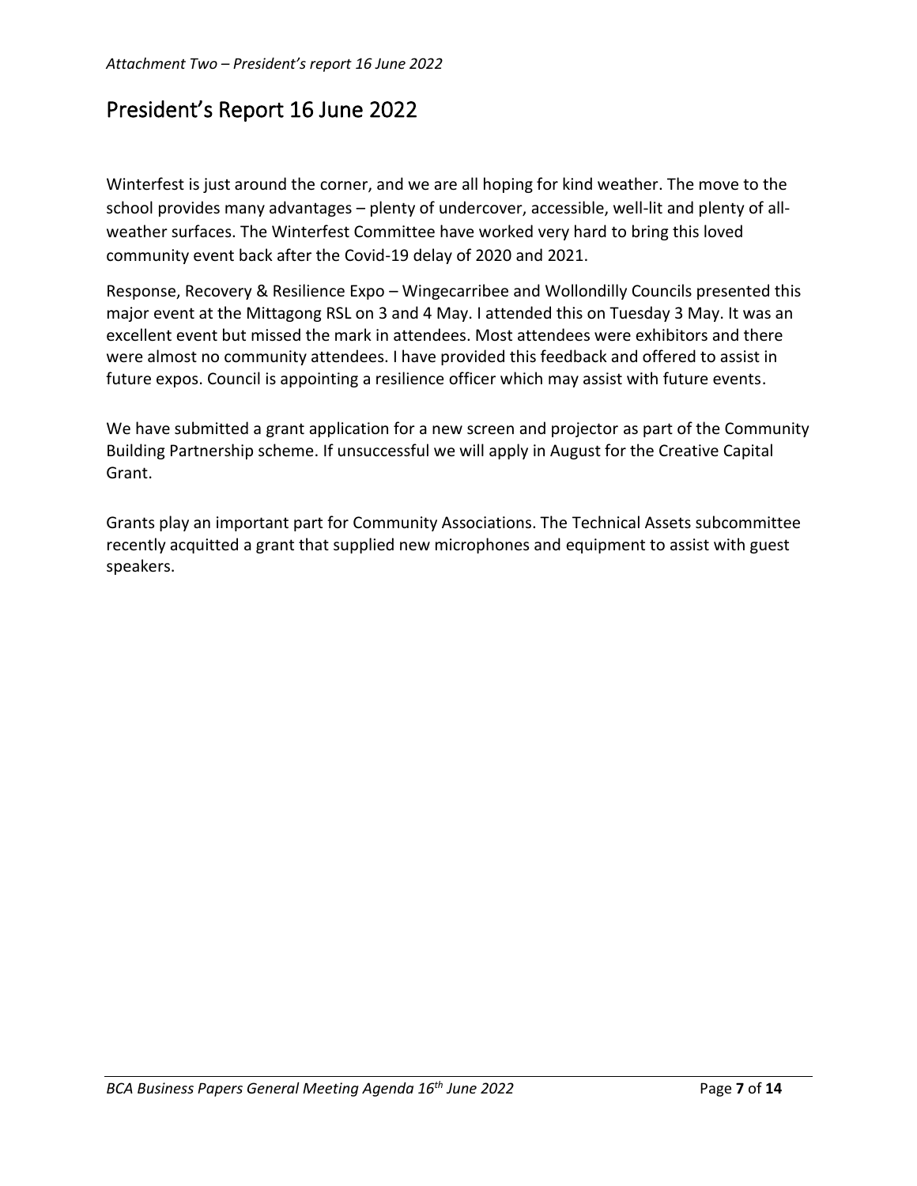*Attachment Two – President's report 16 June 2022*

# President's Report 16 June 2022

Winterfest is just around the corner, and we are all hoping for kind weather. The move to the school provides many advantages – plenty of undercover, accessible, well-lit and plenty of all-weather surfaces. The Winterfest Committee have worked very hard to bring this loved community event back after the Covid-19 delay of 2020 and 2021.

Response, Recovery & Resilience Expo – Wingecarribee and Wollondilly Councils presented this major event at the Mittagong RSL on 3 and 4 May. I attended this on Tuesday 3 May. It was an excellent event but missed the mark in attendees. Most attendees were exhibitors and there were almost no community attendees. I have provided this feedback and offered to assist in future expos. Council is appointing a resilience officer which may assist with future events.

We have submitted a grant application for a new screen and projector as part of the Community Building Partnership scheme. If unsuccessful we will apply in August for the Creative Capital Grant.

Grants play an important part for Community Associations. The Technical Assets subcommittee recently acquitted a grant that supplied new microphones and equipment to assist with guest speakers.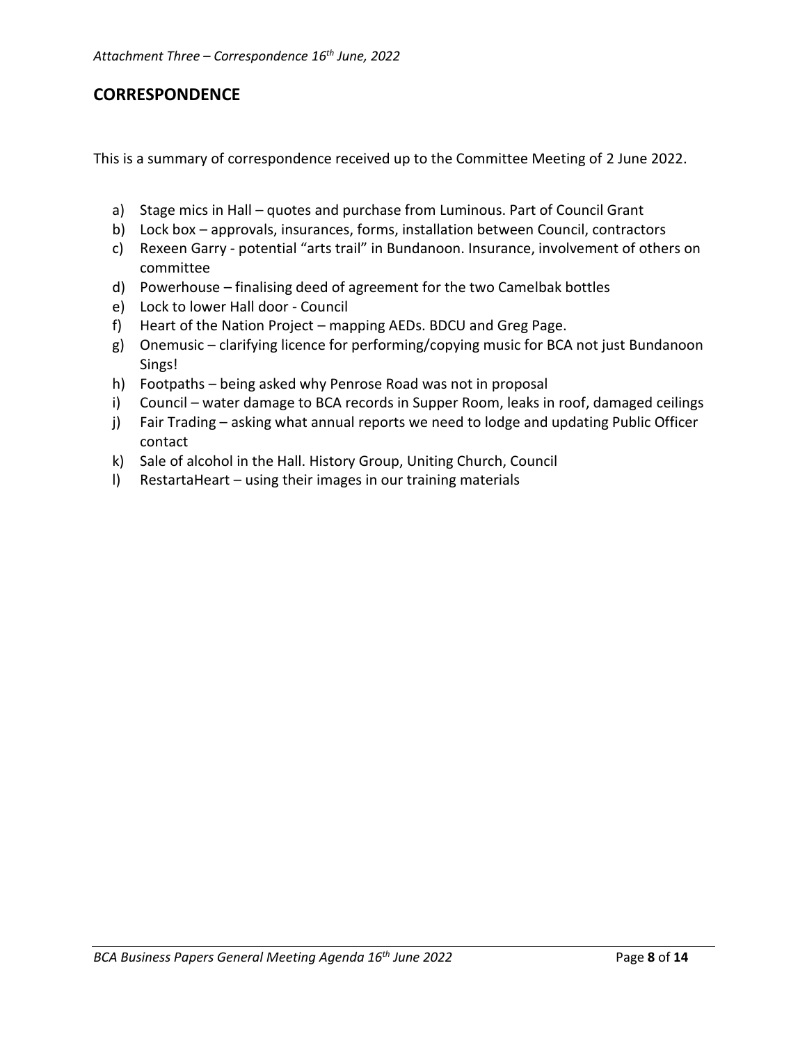*Attachment Three – Correspondence 16th June, 2022*

## CORRESPONDENCE

This is a summary of correspondence received up to the Committee Meeting of 2 June 2022.

a) Stage mics in Hall – quotes and purchase from Luminous. Part of Council Grant
b) Lock box – approvals, insurances, forms, installation between Council, contractors
c) Rexeen Garry - potential "arts trail" in Bundanoon. Insurance, involvement of others on committee
d) Powerhouse – finalising deed of agreement for the two Camelbak bottles
e) Lock to lower Hall door - Council
f) Heart of the Nation Project – mapping AEDs. BDCU and Greg Page.
g) Onemusic – clarifying licence for performing/copying music for BCA not just Bundanoon Sings!
h) Footpaths – being asked why Penrose Road was not in proposal
i) Council – water damage to BCA records in Supper Room, leaks in roof, damaged ceilings
j) Fair Trading – asking what annual reports we need to lodge and updating Public Officer contact
k) Sale of alcohol in the Hall. History Group, Uniting Church, Council
l) RestartaHeart – using their images in our training materials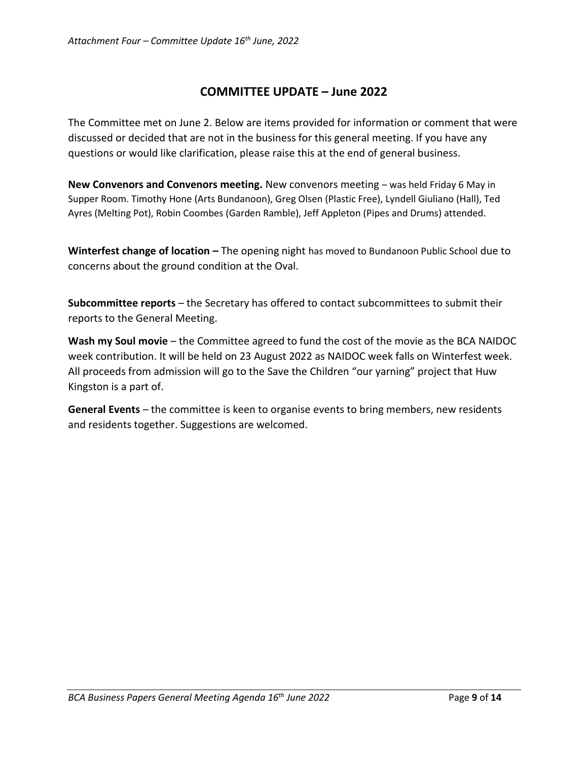*Attachment Four – Committee Update 16th June, 2022*

## COMMITTEE UPDATE – June 2022

The Committee met on June 2. Below are items provided for information or comment that were discussed or decided that are not in the business for this general meeting. If you have any questions or would like clarification, please raise this at the end of general business.

**New Convenors and Convenors meeting.** New convenors meeting – was held Friday 6 May in Supper Room. Timothy Hone (Arts Bundanoon), Greg Olsen (Plastic Free), Lyndell Giuliano (Hall), Ted Ayres (Melting Pot), Robin Coombes (Garden Ramble), Jeff Appleton (Pipes and Drums) attended.

**Winterfest change of location –** The opening night has moved to Bundanoon Public School due to concerns about the ground condition at the Oval.

**Subcommittee reports** – the Secretary has offered to contact subcommittees to submit their reports to the General Meeting.

**Wash my Soul movie** – the Committee agreed to fund the cost of the movie as the BCA NAIDOC week contribution. It will be held on 23 August 2022 as NAIDOC week falls on Winterfest week. All proceeds from admission will go to the Save the Children "our yarning" project that Huw Kingston is a part of.

**General Events** – the committee is keen to organise events to bring members, new residents and residents together. Suggestions are welcomed.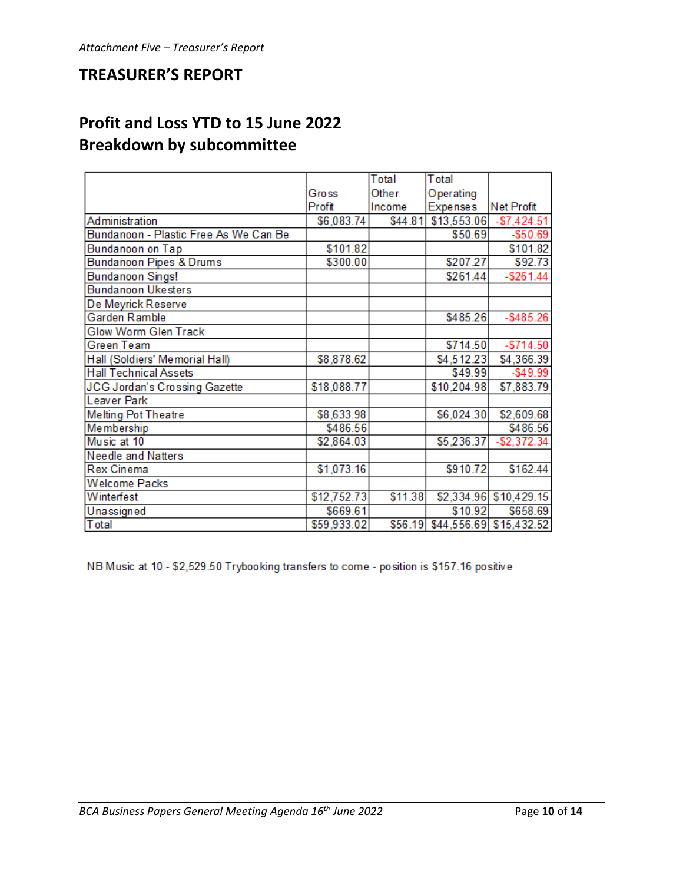*Attachment Five – Treasurer's Report*

# TREASURER'S REPORT

## Profit and Loss YTD to 15 June 2022
## Breakdown by subcommittee

| | Gross Profit | Total Other Income | Total Operating Expenses | Net Profit |
|---|---|---|---|---|
| Administration | $6,083.74 | $44.81 | $13,553.06 | -$7,424.51 |
| Bundanoon - Plastic Free As We Can Be | | | $50.69 | -$50.69 |
| Bundanoon on Tap | $101.82 | | | $101.82 |
| Bundanoon Pipes & Drums | $300.00 | | $207.27 | $92.73 |
| Bundanoon Sings! | | | $261.44 | -$261.44 |
| Bundanoon Ukesters | | | | |
| De Meyrick Reserve | | | | |
| Garden Ramble | | | $485.26 | -$485.26 |
| Glow Worm Glen Track | | | | |
| Green Team | | | $714.50 | -$714.50 |
| Hall (Soldiers' Memorial Hall) | $8,878.62 | | $4,512.23 | $4,366.39 |
| Hall Technical Assets | | | $49.99 | -$49.99 |
| JCG Jordan's Crossing Gazette | $18,088.77 | | $10,204.98 | $7,883.79 |
| Leaver Park | | | | |
| Melting Pot Theatre | $8,633.98 | | $6,024.30 | $2,609.68 |
| Membership | $486.56 | | | $486.56 |
| Music at 10 | $2,864.03 | | $5,236.37 | -$2,372.34 |
| Needle and Natters | | | | |
| Rex Cinema | $1,073.16 | | $910.72 | $162.44 |
| Welcome Packs | | | | |
| Winterfest | $12,752.73 | $11.38 | $2,334.96 | $10,429.15 |
| Unassigned | $669.61 | | $10.92 | $658.69 |
| Total | $59,933.02 | $56.19 | $44,556.69 | $15,432.52 |

NB Music at 10 - $2,529.50 Trybooking transfers to come - position is $157.16 positive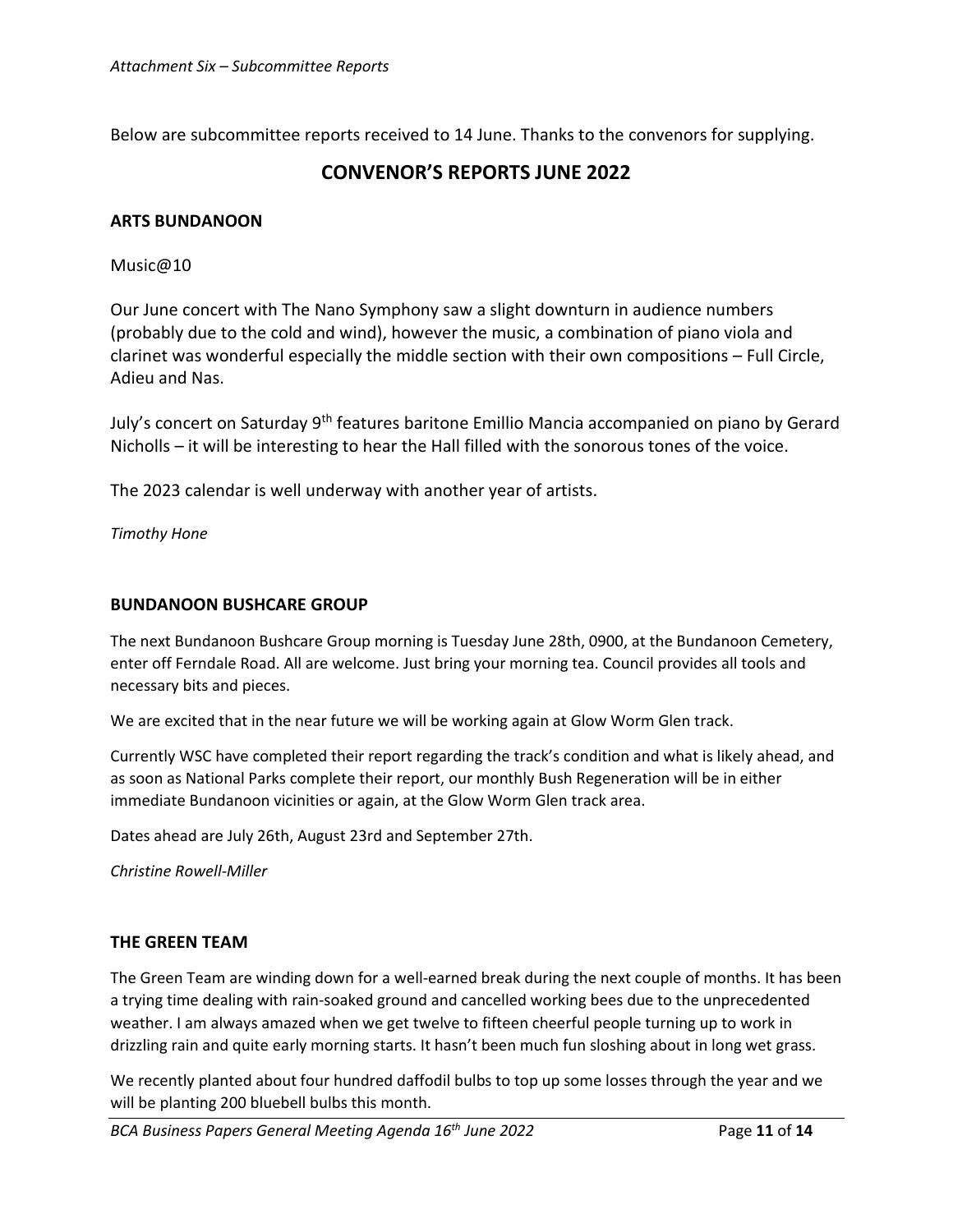*Attachment Six – Subcommittee Reports*

Below are subcommittee reports received to 14 June. Thanks to the convenors for supplying.

## CONVENOR'S REPORTS JUNE 2022

### ARTS BUNDANOON

Music@10

Our June concert with The Nano Symphony saw a slight downturn in audience numbers (probably due to the cold and wind), however the music, a combination of piano viola and clarinet was wonderful especially the middle section with their own compositions – Full Circle, Adieu and Nas.

July's concert on Saturday 9th features baritone Emillio Mancia accompanied on piano by Gerard Nicholls – it will be interesting to hear the Hall filled with the sonorous tones of the voice.

The 2023 calendar is well underway with another year of artists.

*Timothy Hone*

### BUNDANOON BUSHCARE GROUP

The next Bundanoon Bushcare Group morning is Tuesday June 28th, 0900, at the Bundanoon Cemetery, enter off Ferndale Road. All are welcome. Just bring your morning tea. Council provides all tools and necessary bits and pieces.

We are excited that in the near future we will be working again at Glow Worm Glen track.

Currently WSC have completed their report regarding the track's condition and what is likely ahead, and as soon as National Parks complete their report, our monthly Bush Regeneration will be in either immediate Bundanoon vicinities or again, at the Glow Worm Glen track area.

Dates ahead are July 26th, August 23rd and September 27th.

*Christine Rowell-Miller*

### THE GREEN TEAM

The Green Team are winding down for a well-earned break during the next couple of months. It has been a trying time dealing with rain-soaked ground and cancelled working bees due to the unprecedented weather. I am always amazed when we get twelve to fifteen cheerful people turning up to work in drizzling rain and quite early morning starts. It hasn't been much fun sloshing about in long wet grass.

We recently planted about four hundred daffodil bulbs to top up some losses through the year and we will be planting 200 bluebell bulbs this month.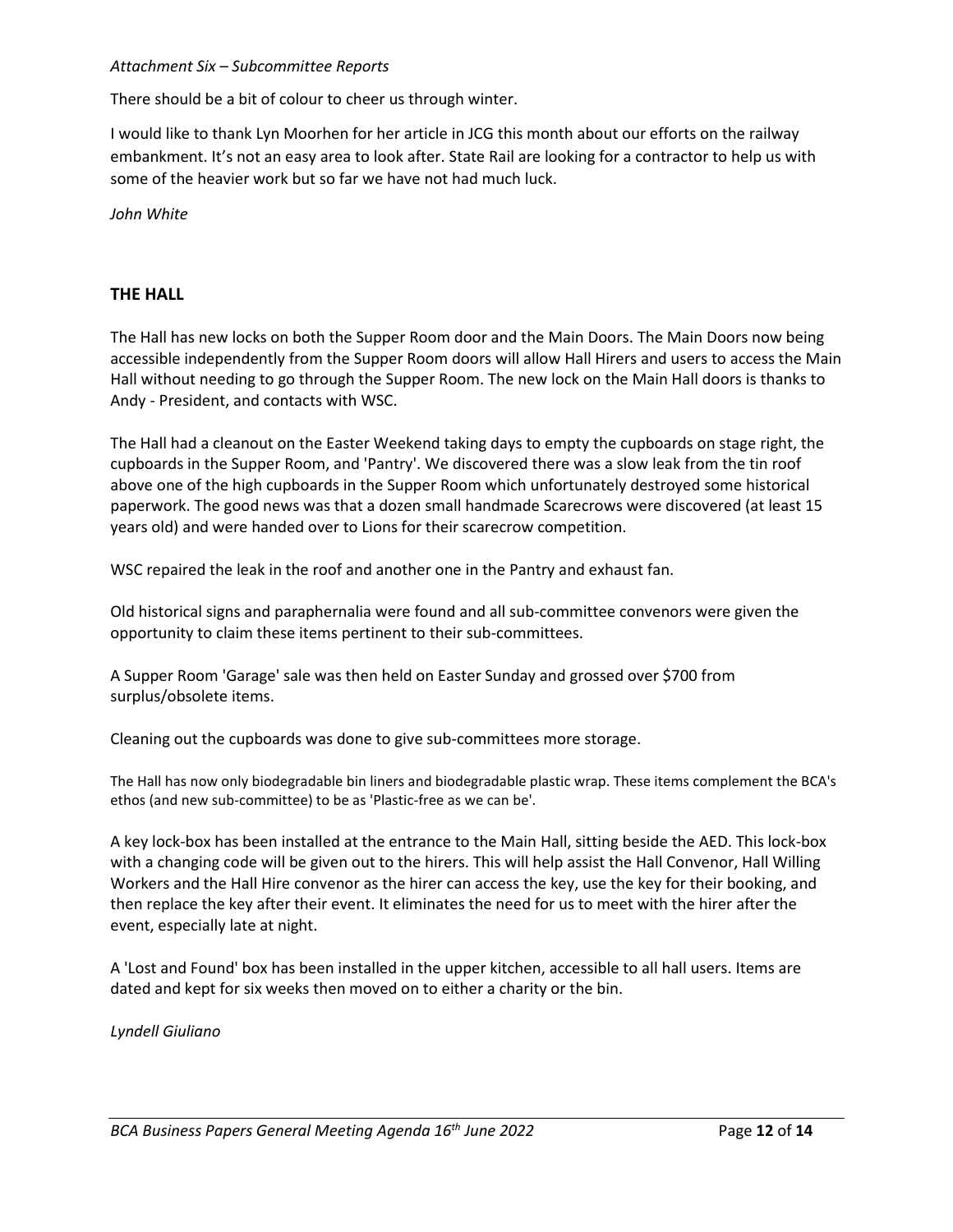*Attachment Six – Subcommittee Reports*

There should be a bit of colour to cheer us through winter.

I would like to thank Lyn Moorhen for her article in JCG this month about our efforts on the railway embankment. It's not an easy area to look after. State Rail are looking for a contractor to help us with some of the heavier work but so far we have not had much luck.

*John White*

## THE HALL

The Hall has new locks on both the Supper Room door and the Main Doors. The Main Doors now being accessible independently from the Supper Room doors will allow Hall Hirers and users to access the Main Hall without needing to go through the Supper Room. The new lock on the Main Hall doors is thanks to Andy - President, and contacts with WSC.

The Hall had a cleanout on the Easter Weekend taking days to empty the cupboards on stage right, the cupboards in the Supper Room, and 'Pantry'. We discovered there was a slow leak from the tin roof above one of the high cupboards in the Supper Room which unfortunately destroyed some historical paperwork. The good news was that a dozen small handmade Scarecrows were discovered (at least 15 years old) and were handed over to Lions for their scarecrow competition.

WSC repaired the leak in the roof and another one in the Pantry and exhaust fan.

Old historical signs and paraphernalia were found and all sub-committee convenors were given the opportunity to claim these items pertinent to their sub-committees.

A Supper Room 'Garage' sale was then held on Easter Sunday and grossed over $700 from surplus/obsolete items.

Cleaning out the cupboards was done to give sub-committees more storage.

The Hall has now only biodegradable bin liners and biodegradable plastic wrap. These items complement the BCA's ethos (and new sub-committee) to be as 'Plastic-free as we can be'.

A key lock-box has been installed at the entrance to the Main Hall, sitting beside the AED. This lock-box with a changing code will be given out to the hirers. This will help assist the Hall Convenor, Hall Willing Workers and the Hall Hire convenor as the hirer can access the key, use the key for their booking, and then replace the key after their event. It eliminates the need for us to meet with the hirer after the event, especially late at night.

A 'Lost and Found' box has been installed in the upper kitchen, accessible to all hall users. Items are dated and kept for six weeks then moved on to either a charity or the bin.

*Lyndell Giuliano*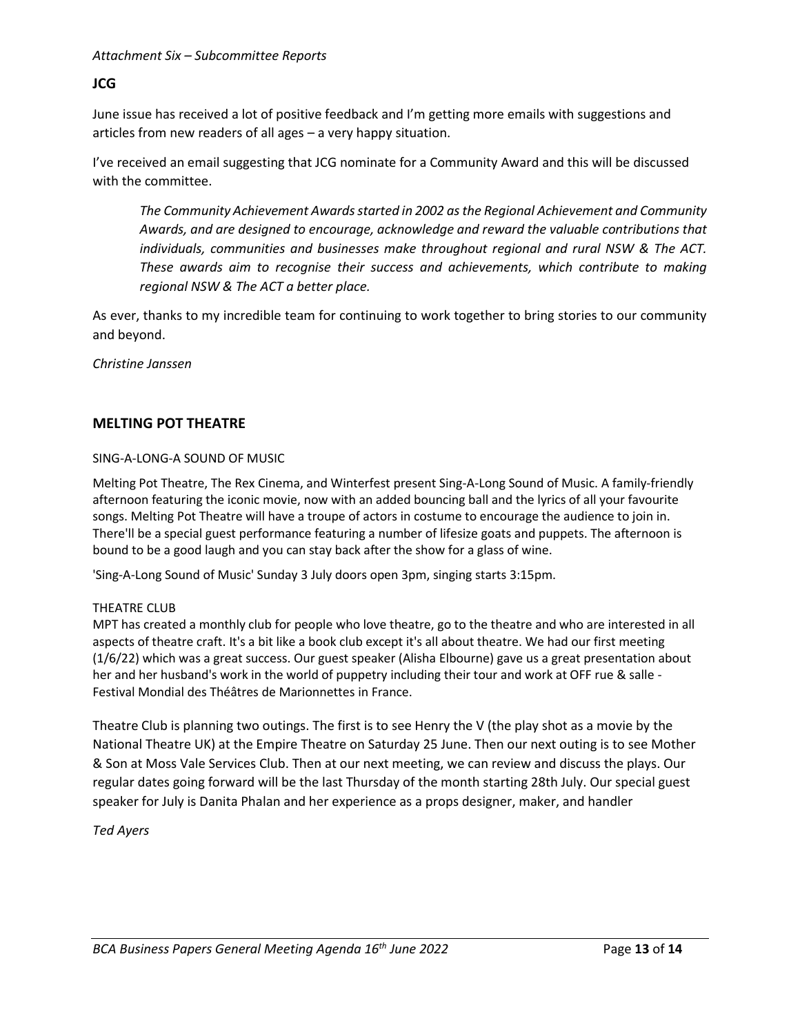*Attachment Six – Subcommittee Reports*

## JCG

June issue has received a lot of positive feedback and I'm getting more emails with suggestions and articles from new readers of all ages – a very happy situation.

I've received an email suggesting that JCG nominate for a Community Award and this will be discussed with the committee.

> *The Community Achievement Awards started in 2002 as the Regional Achievement and Community Awards, and are designed to encourage, acknowledge and reward the valuable contributions that individuals, communities and businesses make throughout regional and rural NSW & The ACT. These awards aim to recognise their success and achievements, which contribute to making regional NSW & The ACT a better place.*

As ever, thanks to my incredible team for continuing to work together to bring stories to our community and beyond.

*Christine Janssen*

## MELTING POT THEATRE

### SING-A-LONG-A SOUND OF MUSIC

Melting Pot Theatre, The Rex Cinema, and Winterfest present Sing-A-Long Sound of Music. A family-friendly afternoon featuring the iconic movie, now with an added bouncing ball and the lyrics of all your favourite songs. Melting Pot Theatre will have a troupe of actors in costume to encourage the audience to join in. There'll be a special guest performance featuring a number of lifesize goats and puppets. The afternoon is bound to be a good laugh and you can stay back after the show for a glass of wine.

'Sing-A-Long Sound of Music' Sunday 3 July doors open 3pm, singing starts 3:15pm.

### THEATRE CLUB

MPT has created a monthly club for people who love theatre, go to the theatre and who are interested in all aspects of theatre craft. It's a bit like a book club except it's all about theatre. We had our first meeting (1/6/22) which was a great success. Our guest speaker (Alisha Elbourne) gave us a great presentation about her and her husband's work in the world of puppetry including their tour and work at OFF rue & salle - Festival Mondial des Théâtres de Marionnettes in France.

Theatre Club is planning two outings. The first is to see Henry the V (the play shot as a movie by the National Theatre UK) at the Empire Theatre on Saturday 25 June. Then our next outing is to see Mother & Son at Moss Vale Services Club. Then at our next meeting, we can review and discuss the plays. Our regular dates going forward will be the last Thursday of the month starting 28th July. Our special guest speaker for July is Danita Phalan and her experience as a props designer, maker, and handler

*Ted Ayers*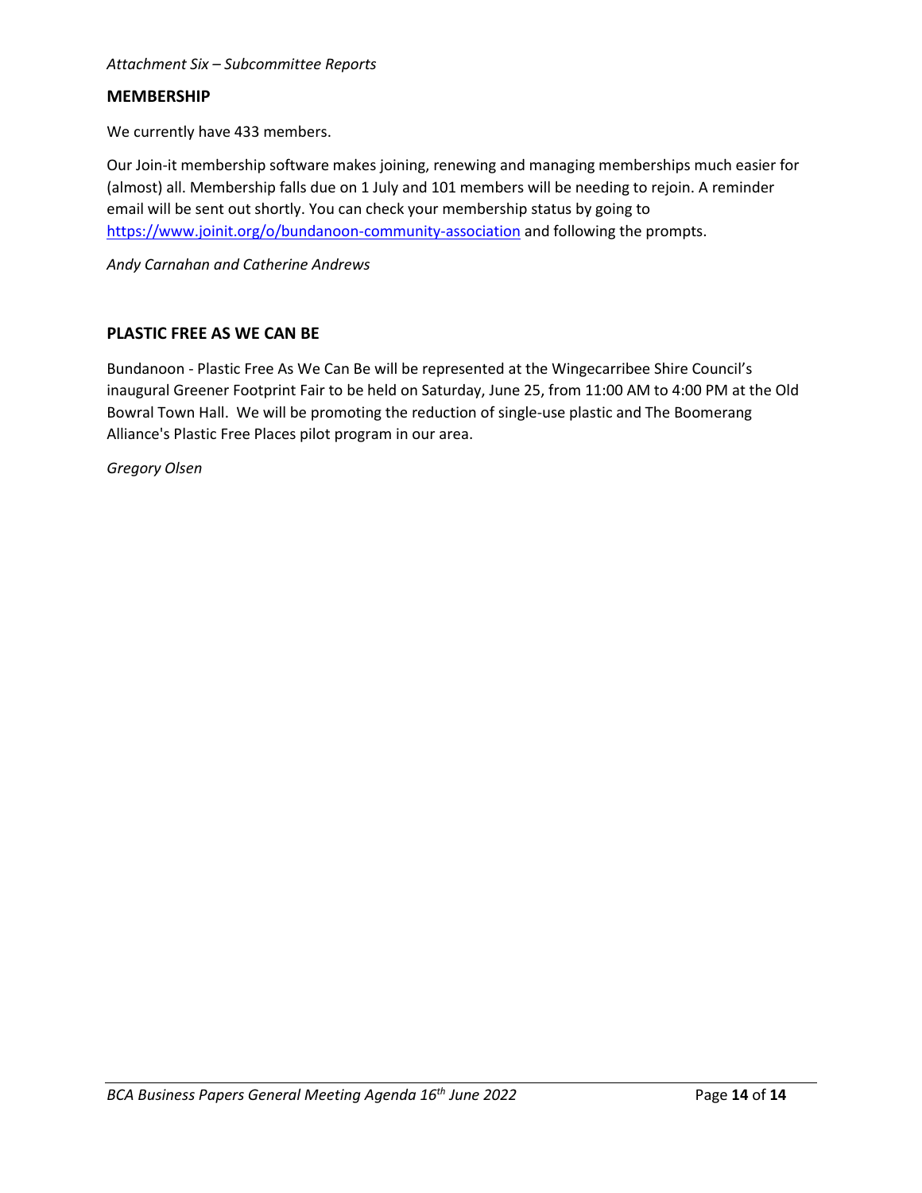*Attachment Six – Subcommittee Reports*

## MEMBERSHIP

We currently have 433 members.

Our Join-it membership software makes joining, renewing and managing memberships much easier for (almost) all. Membership falls due on 1 July and 101 members will be needing to rejoin. A reminder email will be sent out shortly. You can check your membership status by going to [https://www.joinit.org/o/bundanoon-community-association](https://www.joinit.org/o/bundanoon-community-association) and following the prompts.

*Andy Carnahan and Catherine Andrews*

## PLASTIC FREE AS WE CAN BE

Bundanoon - Plastic Free As We Can Be will be represented at the Wingecarribee Shire Council's inaugural Greener Footprint Fair to be held on Saturday, June 25, from 11:00 AM to 4:00 PM at the Old Bowral Town Hall. We will be promoting the reduction of single-use plastic and The Boomerang Alliance's Plastic Free Places pilot program in our area.

*Gregory Olsen*